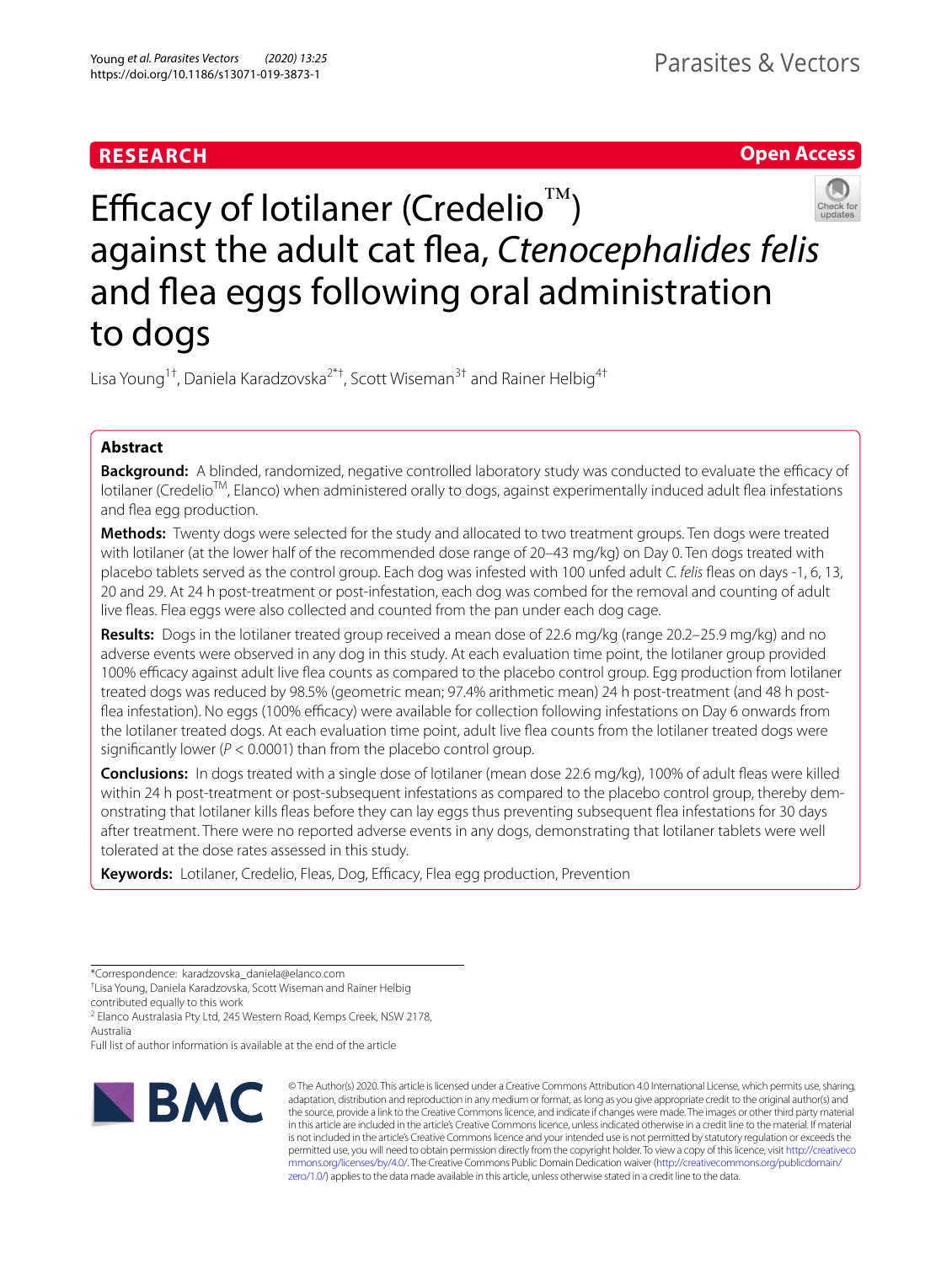**RESEARCH** **Open Access**

# Efficacy of lotilaner (Credelio™) against the adult cat flea, *Ctenocephalides felis* and flea eggs following oral administration to dogs

Lisa Young[1†], Daniela Karadzovska[2*†], Scott Wiseman[3†] and Rainer Helbig[4†]

## Abstract

**Background:** A blinded, randomized, negative controlled laboratory study was conducted to evaluate the efficacy of lotilaner (Credelio™, Elanco) when administered orally to dogs, against experimentally induced adult flea infestations and flea egg production.

**Methods:** Twenty dogs were selected for the study and allocated to two treatment groups. Ten dogs were treated with lotilaner (at the lower half of the recommended dose range of 20–43 mg/kg) on Day 0. Ten dogs treated with placebo tablets served as the control group. Each dog was infested with 100 unfed adult *C. felis* fleas on days -1, 6, 13, 20 and 29. At 24 h post-treatment or post-infestation, each dog was combed for the removal and counting of adult live fleas. Flea eggs were also collected and counted from the pan under each dog cage.

**Results:** Dogs in the lotilaner treated group received a mean dose of 22.6 mg/kg (range 20.2–25.9 mg/kg) and no adverse events were observed in any dog in this study. At each evaluation time point, the lotilaner group provided 100% efficacy against adult live flea counts as compared to the placebo control group. Egg production from lotilaner treated dogs was reduced by 98.5% (geometric mean; 97.4% arithmetic mean) 24 h post-treatment (and 48 h post-flea infestation). No eggs (100% efficacy) were available for collection following infestations on Day 6 onwards from the lotilaner treated dogs. At each evaluation time point, adult live flea counts from the lotilaner treated dogs were significantly lower ($P < 0.0001$) than from the placebo control group.

**Conclusions:** In dogs treated with a single dose of lotilaner (mean dose 22.6 mg/kg), 100% of adult fleas were killed within 24 h post-treatment or post-subsequent infestations as compared to the placebo control group, thereby demonstrating that lotilaner kills fleas before they can lay eggs thus preventing subsequent flea infestations for 30 days after treatment. There were no reported adverse events in any dogs, demonstrating that lotilaner tablets were well tolerated at the dose rates assessed in this study.

**Keywords:** Lotilaner, Credelio, Fleas, Dog, Efficacy, Flea egg production, Prevention

*Correspondence: karadzovska_daniela@elanco.com

†Lisa Young, Daniela Karadzovska, Scott Wiseman and Rainer Helbig contributed equally to this work

[2] Elanco Australasia Pty Ltd, 245 Western Road, Kemps Creek, NSW 2178, Australia

Full list of author information is available at the end of the article

© The Author(s) 2020. This article is licensed under a Creative Commons Attribution 4.0 International License, which permits use, sharing, adaptation, distribution and reproduction in any medium or format, as long as you give appropriate credit to the original author(s) and the source, provide a link to the Creative Commons licence, and indicate if changes were made. The images or other third party material in this article are included in the article's Creative Commons licence, unless indicated otherwise in a credit line to the material. If material is not included in the article's Creative Commons licence and your intended use is not permitted by statutory regulation or exceeds the permitted use, you will need to obtain permission directly from the copyright holder. To view a copy of this licence, visit http://creativecommons.org/licenses/by/4.0/. The Creative Commons Public Domain Dedication waiver (http://creativecommons.org/publicdomain/zero/1.0/) applies to the data made available in this article, unless otherwise stated in a credit line to the data.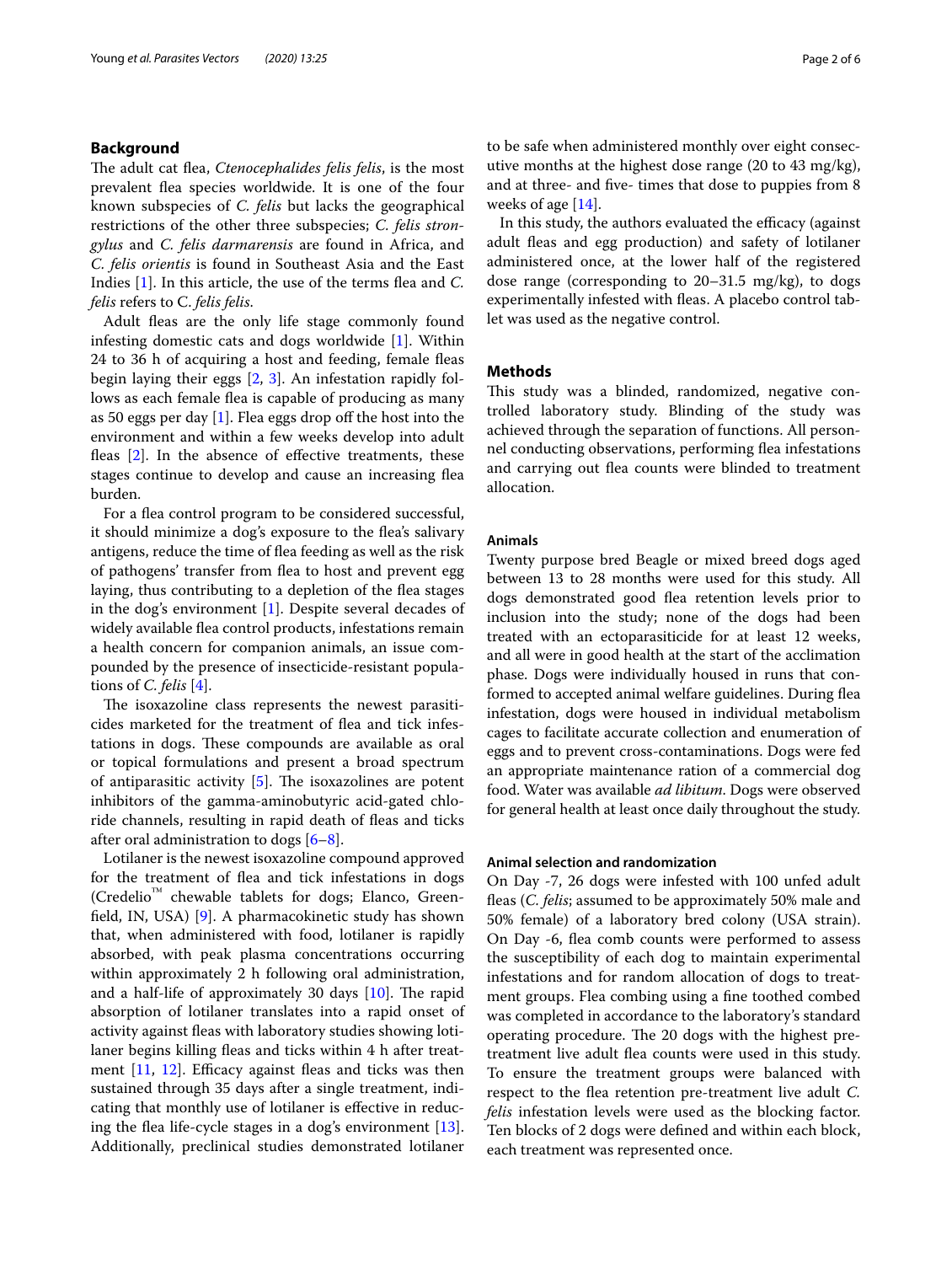## Background

The adult cat flea, *Ctenocephalides felis felis*, is the most prevalent flea species worldwide. It is one of the four known subspecies of *C. felis* but lacks the geographical restrictions of the other three subspecies; *C. felis strongylus* and *C. felis darmarensis* are found in Africa, and *C. felis orientis* is found in Southeast Asia and the East Indies [1]. In this article, the use of the terms flea and *C. felis* refers to C. *felis felis*.

Adult fleas are the only life stage commonly found infesting domestic cats and dogs worldwide [1]. Within 24 to 36 h of acquiring a host and feeding, female fleas begin laying their eggs [2, 3]. An infestation rapidly follows as each female flea is capable of producing as many as 50 eggs per day [1]. Flea eggs drop off the host into the environment and within a few weeks develop into adult fleas [2]. In the absence of effective treatments, these stages continue to develop and cause an increasing flea burden.

For a flea control program to be considered successful, it should minimize a dog's exposure to the flea's salivary antigens, reduce the time of flea feeding as well as the risk of pathogens' transfer from flea to host and prevent egg laying, thus contributing to a depletion of the flea stages in the dog's environment [1]. Despite several decades of widely available flea control products, infestations remain a health concern for companion animals, an issue compounded by the presence of insecticide-resistant populations of *C. felis* [4].

The isoxazoline class represents the newest parasiticides marketed for the treatment of flea and tick infestations in dogs. These compounds are available as oral or topical formulations and present a broad spectrum of antiparasitic activity [5]. The isoxazolines are potent inhibitors of the gamma-aminobutyric acid-gated chloride channels, resulting in rapid death of fleas and ticks after oral administration to dogs [6–8].

Lotilaner is the newest isoxazoline compound approved for the treatment of flea and tick infestations in dogs (Credelio™ chewable tablets for dogs; Elanco, Greenfield, IN, USA) [9]. A pharmacokinetic study has shown that, when administered with food, lotilaner is rapidly absorbed, with peak plasma concentrations occurring within approximately 2 h following oral administration, and a half-life of approximately 30 days [10]. The rapid absorption of lotilaner translates into a rapid onset of activity against fleas with laboratory studies showing lotilaner begins killing fleas and ticks within 4 h after treatment [11, 12]. Efficacy against fleas and ticks was then sustained through 35 days after a single treatment, indicating that monthly use of lotilaner is effective in reducing the flea life-cycle stages in a dog's environment [13]. Additionally, preclinical studies demonstrated lotilaner to be safe when administered monthly over eight consecutive months at the highest dose range (20 to 43 mg/kg), and at three- and five- times that dose to puppies from 8 weeks of age [14].

In this study, the authors evaluated the efficacy (against adult fleas and egg production) and safety of lotilaner administered once, at the lower half of the registered dose range (corresponding to 20–31.5 mg/kg), to dogs experimentally infested with fleas. A placebo control tablet was used as the negative control.

## Methods

This study was a blinded, randomized, negative controlled laboratory study. Blinding of the study was achieved through the separation of functions. All personnel conducting observations, performing flea infestations and carrying out flea counts were blinded to treatment allocation.

### Animals

Twenty purpose bred Beagle or mixed breed dogs aged between 13 to 28 months were used for this study. All dogs demonstrated good flea retention levels prior to inclusion into the study; none of the dogs had been treated with an ectoparasiticide for at least 12 weeks, and all were in good health at the start of the acclimation phase. Dogs were individually housed in runs that conformed to accepted animal welfare guidelines. During flea infestation, dogs were housed in individual metabolism cages to facilitate accurate collection and enumeration of eggs and to prevent cross-contaminations. Dogs were fed an appropriate maintenance ration of a commercial dog food. Water was available *ad libitum*. Dogs were observed for general health at least once daily throughout the study.

### Animal selection and randomization

On Day -7, 26 dogs were infested with 100 unfed adult fleas (*C. felis*; assumed to be approximately 50% male and 50% female) of a laboratory bred colony (USA strain). On Day -6, flea comb counts were performed to assess the susceptibility of each dog to maintain experimental infestations and for random allocation of dogs to treatment groups. Flea combing using a fine toothed combed was completed in accordance to the laboratory's standard operating procedure. The 20 dogs with the highest pretreatment live adult flea counts were used in this study. To ensure the treatment groups were balanced with respect to the flea retention pre-treatment live adult *C. felis* infestation levels were used as the blocking factor. Ten blocks of 2 dogs were defined and within each block, each treatment was represented once.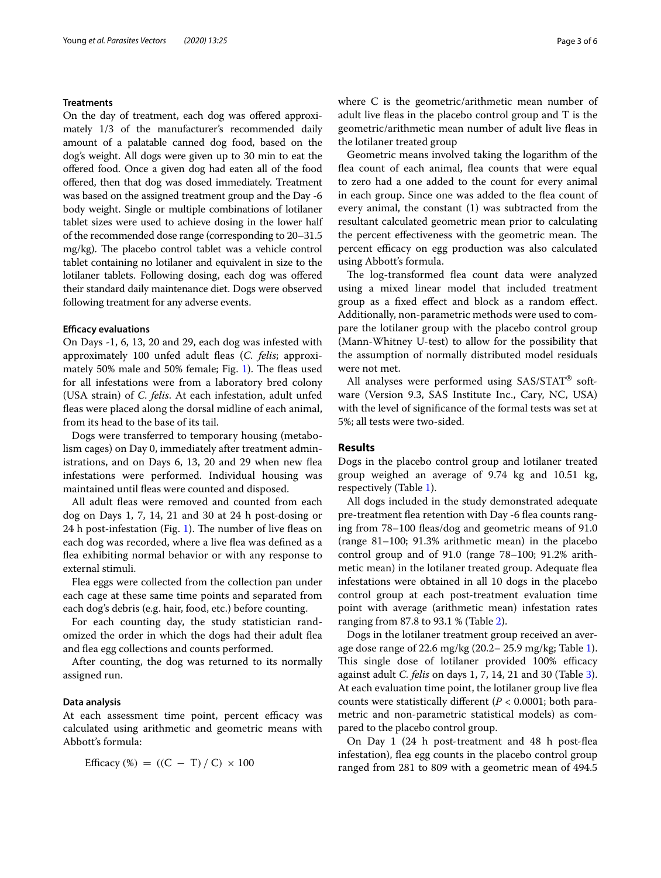### Treatments

On the day of treatment, each dog was offered approximately 1/3 of the manufacturer's recommended daily amount of a palatable canned dog food, based on the dog's weight. All dogs were given up to 30 min to eat the offered food. Once a given dog had eaten all of the food offered, then that dog was dosed immediately. Treatment was based on the assigned treatment group and the Day -6 body weight. Single or multiple combinations of lotilaner tablet sizes were used to achieve dosing in the lower half of the recommended dose range (corresponding to 20–31.5 mg/kg). The placebo control tablet was a vehicle control tablet containing no lotilaner and equivalent in size to the lotilaner tablets. Following dosing, each dog was offered their standard daily maintenance diet. Dogs were observed following treatment for any adverse events.

### Efficacy evaluations

On Days -1, 6, 13, 20 and 29, each dog was infested with approximately 100 unfed adult fleas (*C. felis*; approximately 50% male and 50% female; Fig. 1). The fleas used for all infestations were from a laboratory bred colony (USA strain) of *C. felis*. At each infestation, adult unfed fleas were placed along the dorsal midline of each animal, from its head to the base of its tail.

Dogs were transferred to temporary housing (metabolism cages) on Day 0, immediately after treatment administrations, and on Days 6, 13, 20 and 29 when new flea infestations were performed. Individual housing was maintained until fleas were counted and disposed.

All adult fleas were removed and counted from each dog on Days 1, 7, 14, 21 and 30 at 24 h post-dosing or 24 h post-infestation (Fig. 1). The number of live fleas on each dog was recorded, where a live flea was defined as a flea exhibiting normal behavior or with any response to external stimuli.

Flea eggs were collected from the collection pan under each cage at these same time points and separated from each dog's debris (e.g. hair, food, etc.) before counting.

For each counting day, the study statistician randomized the order in which the dogs had their adult flea and flea egg collections and counts performed.

After counting, the dog was returned to its normally assigned run.

### Data analysis

At each assessment time point, percent efficacy was calculated using arithmetic and geometric means with Abbott's formula:

$$\text{Efficacy (\%)} = ((\text{C} - \text{T}) / \text{C}) \times 100$$

where C is the geometric/arithmetic mean number of adult live fleas in the placebo control group and T is the geometric/arithmetic mean number of adult live fleas in the lotilaner treated group

Geometric means involved taking the logarithm of the flea count of each animal, flea counts that were equal to zero had a one added to the count for every animal in each group. Since one was added to the flea count of every animal, the constant (1) was subtracted from the resultant calculated geometric mean prior to calculating the percent effectiveness with the geometric mean. The percent efficacy on egg production was also calculated using Abbott's formula.

The log-transformed flea count data were analyzed using a mixed linear model that included treatment group as a fixed effect and block as a random effect. Additionally, non-parametric methods were used to compare the lotilaner group with the placebo control group (Mann-Whitney U-test) to allow for the possibility that the assumption of normally distributed model residuals were not met.

All analyses were performed using SAS/STAT® software (Version 9.3, SAS Institute Inc., Cary, NC, USA) with the level of significance of the formal tests was set at 5%; all tests were two-sided.

## Results

Dogs in the placebo control group and lotilaner treated group weighed an average of 9.74 kg and 10.51 kg, respectively (Table 1).

All dogs included in the study demonstrated adequate pre-treatment flea retention with Day -6 flea counts ranging from 78–100 fleas/dog and geometric means of 91.0 (range 81–100; 91.3% arithmetic mean) in the placebo control group and of 91.0 (range 78–100; 91.2% arithmetic mean) in the lotilaner treated group. Adequate flea infestations were obtained in all 10 dogs in the placebo control group at each post-treatment evaluation time point with average (arithmetic mean) infestation rates ranging from 87.8 to 93.1 % (Table 2).

Dogs in the lotilaner treatment group received an average dose range of 22.6 mg/kg (20.2– 25.9 mg/kg; Table 1). This single dose of lotilaner provided 100% efficacy against adult *C. felis* on days 1, 7, 14, 21 and 30 (Table 3). At each evaluation time point, the lotilaner group live flea counts were statistically different ($P < 0.0001$; both parametric and non-parametric statistical models) as compared to the placebo control group.

On Day 1 (24 h post-treatment and 48 h post-flea infestation), flea egg counts in the placebo control group ranged from 281 to 809 with a geometric mean of 494.5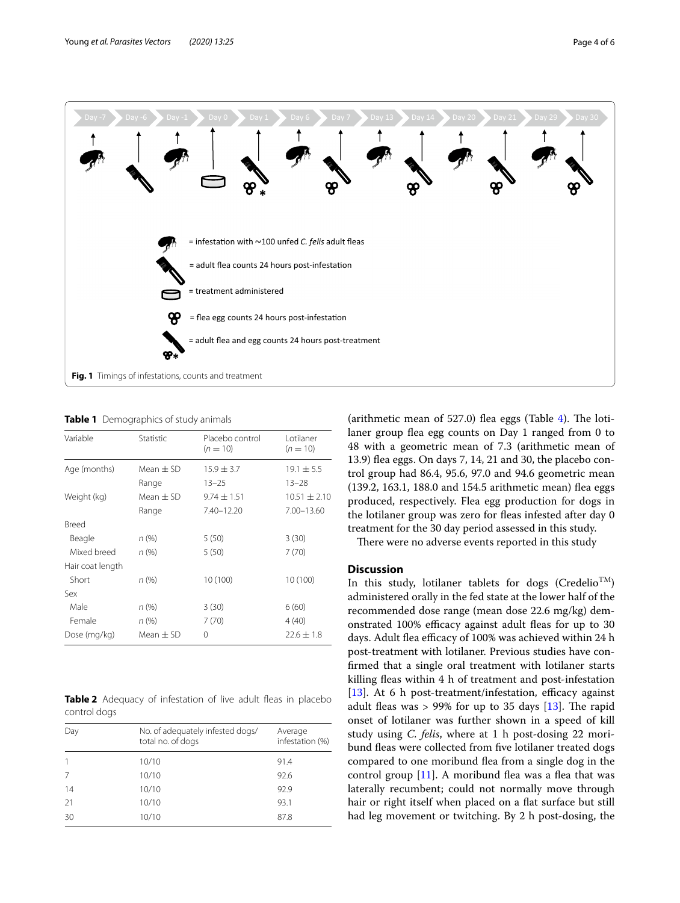Day -7 | Day -6 | Day -1 | Day 0 | Day 1 | Day 6 | Day 7 | Day 13 | Day 14 | Day 20 | Day 21 | Day 29 | Day 30

= infestation with ~100 unfed *C. felis* adult fleas

= adult flea counts 24 hours post-infestation

= treatment administered

= flea egg counts 24 hours post-infestation

= adult flea and egg counts 24 hours post-treatment

**Fig. 1** Timings of infestations, counts and treatment

**Table 1** Demographics of study animals

| Variable | Statistic | Placebo control ($n = 10$) | Lotilaner ($n = 10$) |
|---|---|---|---|
| Age (months) | Mean ± SD | 15.9 ± 3.7 | 19.1 ± 5.5 |
| | Range | 13–25 | 13–28 |
| Weight (kg) | Mean ± SD | 9.74 ± 1.51 | 10.51 ± 2.10 |
| | Range | 7.40–12.20 | 7.00–13.60 |
| Breed | | | |
| Beagle | *n* (%) | 5 (50) | 3 (30) |
| Mixed breed | *n* (%) | 5 (50) | 7 (70) |
| Hair coat length | | | |
| Short | *n* (%) | 10 (100) | 10 (100) |
| Sex | | | |
| Male | *n* (%) | 3 (30) | 6 (60) |
| Female | *n* (%) | 7 (70) | 4 (40) |
| Dose (mg/kg) | Mean ± SD | 0 | 22.6 ± 1.8 |

**Table 2** Adequacy of infestation of live adult fleas in placebo control dogs

| Day | No. of adequately infested dogs/total no. of dogs | Average infestation (%) |
|---|---|---|
| 1 | 10/10 | 91.4 |
| 7 | 10/10 | 92.6 |
| 14 | 10/10 | 92.9 |
| 21 | 10/10 | 93.1 |
| 30 | 10/10 | 87.8 |

(arithmetic mean of 527.0) flea eggs (Table 4). The lotilaner group flea egg counts on Day 1 ranged from 0 to 48 with a geometric mean of 7.3 (arithmetic mean of 13.9) flea eggs. On days 7, 14, 21 and 30, the placebo control group had 86.4, 95.6, 97.0 and 94.6 geometric mean (139.2, 163.1, 188.0 and 154.5 arithmetic mean) flea eggs produced, respectively. Flea egg production for dogs in the lotilaner group was zero for fleas infested after day 0 treatment for the 30 day period assessed in this study.

There were no adverse events reported in this study

## Discussion

In this study, lotilaner tablets for dogs (Credelio™) administered orally in the fed state at the lower half of the recommended dose range (mean dose 22.6 mg/kg) demonstrated 100% efficacy against adult fleas for up to 30 days. Adult flea efficacy of 100% was achieved within 24 h post-treatment with lotilaner. Previous studies have confirmed that a single oral treatment with lotilaner starts killing fleas within 4 h of treatment and post-infestation [13]. At 6 h post-treatment/infestation, efficacy against adult fleas was > 99% for up to 35 days [13]. The rapid onset of lotilaner was further shown in a speed of kill study using *C. felis*, where at 1 h post-dosing 22 moribund fleas were collected from five lotilaner treated dogs compared to one moribund flea from a single dog in the control group [11]. A moribund flea was a flea that was laterally recumbent; could not normally move through hair or right itself when placed on a flat surface but still had leg movement or twitching. By 2 h post-dosing, the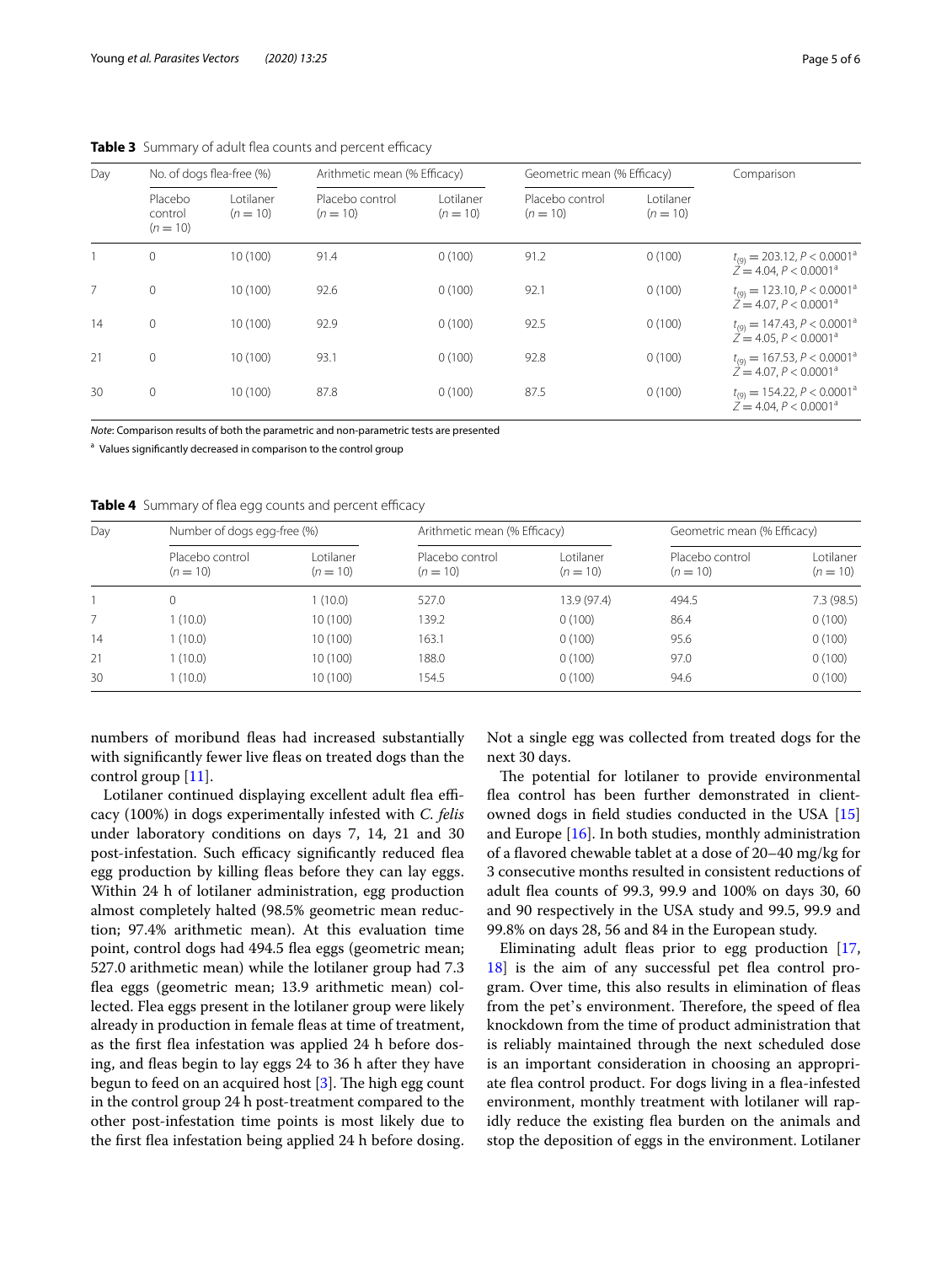**Table 3** Summary of adult flea counts and percent efficacy

| Day | No. of dogs flea-free (%) | | Arithmetic mean (% Efficacy) | | Geometric mean (% Efficacy) | | Comparison |
|---|---|---|---|---|---|---|---|
| | Placebo control ($n = 10$) | Lotilaner ($n = 10$) | Placebo control ($n = 10$) | Lotilaner ($n = 10$) | Placebo control ($n = 10$) | Lotilaner ($n = 10$) | |
| 1 | 0 | 10 (100) | 91.4 | 0 (100) | 91.2 | 0 (100) | $t_{(9)} = 203.12$, $P < 0.0001$[a] $Z = 4.04$, $P < 0.0001$[a] |
| 7 | 0 | 10 (100) | 92.6 | 0 (100) | 92.1 | 0 (100) | $t_{(9)} = 123.10$, $P < 0.0001$[a] $Z = 4.07$, $P < 0.0001$[a] |
| 14 | 0 | 10 (100) | 92.9 | 0 (100) | 92.5 | 0 (100) | $t_{(9)} = 147.43$, $P < 0.0001$[a] $Z = 4.05$, $P < 0.0001$[a] |
| 21 | 0 | 10 (100) | 93.1 | 0 (100) | 92.8 | 0 (100) | $t_{(9)} = 167.53$, $P < 0.0001$[a] $Z = 4.07$, $P < 0.0001$[a] |
| 30 | 0 | 10 (100) | 87.8 | 0 (100) | 87.5 | 0 (100) | $t_{(9)} = 154.22$, $P < 0.0001$[a] $Z = 4.04$, $P < 0.0001$[a] |

*Note*: Comparison results of both the parametric and non-parametric tests are presented

[a] Values significantly decreased in comparison to the control group

**Table 4** Summary of flea egg counts and percent efficacy

| Day | Number of dogs egg-free (%) | | Arithmetic mean (% Efficacy) | | Geometric mean (% Efficacy) | |
|---|---|---|---|---|---|---|
| | Placebo control ($n = 10$) | Lotilaner ($n = 10$) | Placebo control ($n = 10$) | Lotilaner ($n = 10$) | Placebo control ($n = 10$) | Lotilaner ($n = 10$) |
| 1 | 0 | 1 (10.0) | 527.0 | 13.9 (97.4) | 494.5 | 7.3 (98.5) |
| 7 | 1 (10.0) | 10 (100) | 139.2 | 0 (100) | 86.4 | 0 (100) |
| 14 | 1 (10.0) | 10 (100) | 163.1 | 0 (100) | 95.6 | 0 (100) |
| 21 | 1 (10.0) | 10 (100) | 188.0 | 0 (100) | 97.0 | 0 (100) |
| 30 | 1 (10.0) | 10 (100) | 154.5 | 0 (100) | 94.6 | 0 (100) |

numbers of moribund fleas had increased substantially with significantly fewer live fleas on treated dogs than the control group [11].

Lotilaner continued displaying excellent adult flea efficacy (100%) in dogs experimentally infested with *C. felis* under laboratory conditions on days 7, 14, 21 and 30 post-infestation. Such efficacy significantly reduced flea egg production by killing fleas before they can lay eggs. Within 24 h of lotilaner administration, egg production almost completely halted (98.5% geometric mean reduction; 97.4% arithmetic mean). At this evaluation time point, control dogs had 494.5 flea eggs (geometric mean; 527.0 arithmetic mean) while the lotilaner group had 7.3 flea eggs (geometric mean; 13.9 arithmetic mean) collected. Flea eggs present in the lotilaner group were likely already in production in female fleas at time of treatment, as the first flea infestation was applied 24 h before dosing, and fleas begin to lay eggs 24 to 36 h after they have begun to feed on an acquired host [3]. The high egg count in the control group 24 h post-treatment compared to the other post-infestation time points is most likely due to the first flea infestation being applied 24 h before dosing. Not a single egg was collected from treated dogs for the next 30 days.

The potential for lotilaner to provide environmental flea control has been further demonstrated in client-owned dogs in field studies conducted in the USA [15] and Europe [16]. In both studies, monthly administration of a flavored chewable tablet at a dose of 20–40 mg/kg for 3 consecutive months resulted in consistent reductions of adult flea counts of 99.3, 99.9 and 100% on days 30, 60 and 90 respectively in the USA study and 99.5, 99.9 and 99.8% on days 28, 56 and 84 in the European study.

Eliminating adult fleas prior to egg production [17, 18] is the aim of any successful pet flea control program. Over time, this also results in elimination of fleas from the pet's environment. Therefore, the speed of flea knockdown from the time of product administration that is reliably maintained through the next scheduled dose is an important consideration in choosing an appropriate flea control product. For dogs living in a flea-infested environment, monthly treatment with lotilaner will rapidly reduce the existing flea burden on the animals and stop the deposition of eggs in the environment. Lotilaner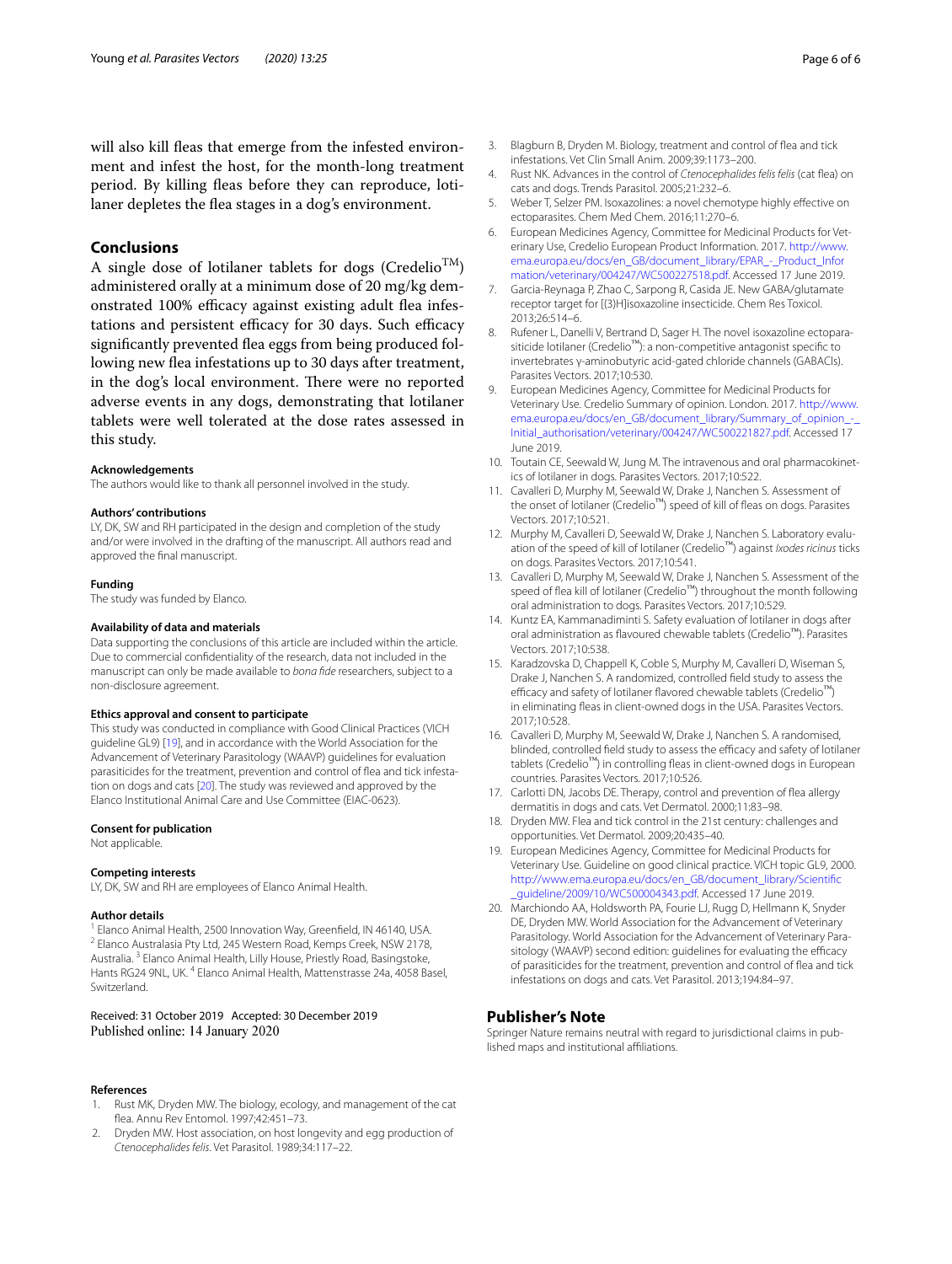will also kill fleas that emerge from the infested environment and infest the host, for the month-long treatment period. By killing fleas before they can reproduce, lotilaner depletes the flea stages in a dog's environment.

## Conclusions

A single dose of lotilaner tablets for dogs (Credelio™) administered orally at a minimum dose of 20 mg/kg demonstrated 100% efficacy against existing adult flea infestations and persistent efficacy for 30 days. Such efficacy significantly prevented flea eggs from being produced following new flea infestations up to 30 days after treatment, in the dog's local environment. There were no reported adverse events in any dogs, demonstrating that lotilaner tablets were well tolerated at the dose rates assessed in this study.

### Acknowledgements

The authors would like to thank all personnel involved in the study.

### Authors' contributions

LY, DK, SW and RH participated in the design and completion of the study and/or were involved in the drafting of the manuscript. All authors read and approved the final manuscript.

### Funding

The study was funded by Elanco.

### Availability of data and materials

Data supporting the conclusions of this article are included within the article. Due to commercial confidentiality of the research, data not included in the manuscript can only be made available to *bona fide* researchers, subject to a non-disclosure agreement.

### Ethics approval and consent to participate

This study was conducted in compliance with Good Clinical Practices (VICH guideline GL9) [19], and in accordance with the World Association for the Advancement of Veterinary Parasitology (WAAVP) guidelines for evaluation parasiticides for the treatment, prevention and control of flea and tick infestation on dogs and cats [20]. The study was reviewed and approved by the Elanco Institutional Animal Care and Use Committee (EIAC-0623).

### Consent for publication

Not applicable.

### Competing interests

LY, DK, SW and RH are employees of Elanco Animal Health.

### Author details

[1] Elanco Animal Health, 2500 Innovation Way, Greenfield, IN 46140, USA. [2] Elanco Australasia Pty Ltd, 245 Western Road, Kemps Creek, NSW 2178, Australia. [3] Elanco Animal Health, Lilly House, Priestly Road, Basingstoke, Hants RG24 9NL, UK. [4] Elanco Animal Health, Mattenstrasse 24a, 4058 Basel, Switzerland.

Received: 31 October 2019 Accepted: 30 December 2019
Published online: 14 January 2020

### References

1. Rust MK, Dryden MW. The biology, ecology, and management of the cat flea. Annu Rev Entomol. 1997;42:451–73.
2. Dryden MW. Host association, on host longevity and egg production of *Ctenocephalides felis*. Vet Parasitol. 1989;34:117–22.
3. Blagburn B, Dryden M. Biology, treatment and control of flea and tick infestations. Vet Clin Small Anim. 2009;39:1173–200.
4. Rust NK. Advances in the control of *Ctenocephalides felis felis* (cat flea) on cats and dogs. Trends Parasitol. 2005;21:232–6.
5. Weber T, Selzer PM. Isoxazolines: a novel chemotype highly effective on ectoparasites. Chem Med Chem. 2016;11:270–6.
6. European Medicines Agency, Committee for Medicinal Products for Veterinary Use, Credelio European Product Information. 2017. http://www.ema.europa.eu/docs/en_GB/document_library/EPAR_-_Product_Information/veterinary/004247/WC500227518.pdf. Accessed 17 June 2019.
7. Garcia-Reynaga P, Zhao C, Sarpong R, Casida JE. New GABA/glutamate receptor target for [(3)H]isoxazoline insecticide. Chem Res Toxicol. 2013;26:514–6.
8. Rufener L, Danelli V, Bertrand D, Sager H. The novel isoxazoline ectoparasiticide lotilaner (Credelio™): a non-competitive antagonist specific to invertebrates γ-aminobutyric acid-gated chloride channels (GABACls). Parasites Vectors. 2017;10:530.
9. European Medicines Agency, Committee for Medicinal Products for Veterinary Use. Credelio Summary of opinion. London. 2017. http://www.ema.europa.eu/docs/en_GB/document_library/Summary_of_opinion_-_Initial_authorisation/veterinary/004247/WC500221827.pdf. Accessed 17 June 2019.
10. Toutain CE, Seewald W, Jung M. The intravenous and oral pharmacokinetics of lotilaner in dogs. Parasites Vectors. 2017;10:522.
11. Cavalleri D, Murphy M, Seewald W, Drake J, Nanchen S. Assessment of the onset of lotilaner (Credelio™) speed of kill of fleas on dogs. Parasites Vectors. 2017;10:521.
12. Murphy M, Cavalleri D, Seewald W, Drake J, Nanchen S. Laboratory evaluation of the speed of kill of lotilaner (Credelio™) against *Ixodes ricinus* ticks on dogs. Parasites Vectors. 2017;10:541.
13. Cavalleri D, Murphy M, Seewald W, Drake J, Nanchen S. Assessment of the speed of flea kill of lotilaner (Credelio™) throughout the month following oral administration to dogs. Parasites Vectors. 2017;10:529.
14. Kuntz EA, Kammanadiminti S. Safety evaluation of lotilaner in dogs after oral administration as flavoured chewable tablets (Credelio™). Parasites Vectors. 2017;10:538.
15. Karadzovska D, Chappell K, Coble S, Murphy M, Cavalleri D, Wiseman S, Drake J, Nanchen S. A randomized, controlled field study to assess the efficacy and safety of lotilaner flavored chewable tablets (Credelio™) in eliminating fleas in client-owned dogs in the USA. Parasites Vectors. 2017;10:528.
16. Cavalleri D, Murphy M, Seewald W, Drake J, Nanchen S. A randomised, blinded, controlled field study to assess the efficacy and safety of lotilaner tablets (Credelio™) in controlling fleas in client-owned dogs in European countries. Parasites Vectors. 2017;10:526.
17. Carlotti DN, Jacobs DE. Therapy, control and prevention of flea allergy dermatitis in dogs and cats. Vet Dermatol. 2000;11:83–98.
18. Dryden MW. Flea and tick control in the 21st century: challenges and opportunities. Vet Dermatol. 2009;20:435–40.
19. European Medicines Agency, Committee for Medicinal Products for Veterinary Use. Guideline on good clinical practice. VICH topic GL9, 2000. http://www.ema.europa.eu/docs/en_GB/document_library/Scientific_guideline/2009/10/WC500004343.pdf. Accessed 17 June 2019.
20. Marchiondo AA, Holdsworth PA, Fourie LJ, Rugg D, Hellmann K, Snyder DE, Dryden MW. World Association for the Advancement of Veterinary Parasitology. World Association for the Advancement of Veterinary Parasitology (WAAVP) second edition: guidelines for evaluating the efficacy of parasiticides for the treatment, prevention and control of flea and tick infestations on dogs and cats. Vet Parasitol. 2013;194:84–97.

## Publisher's Note

Springer Nature remains neutral with regard to jurisdictional claims in published maps and institutional affiliations.